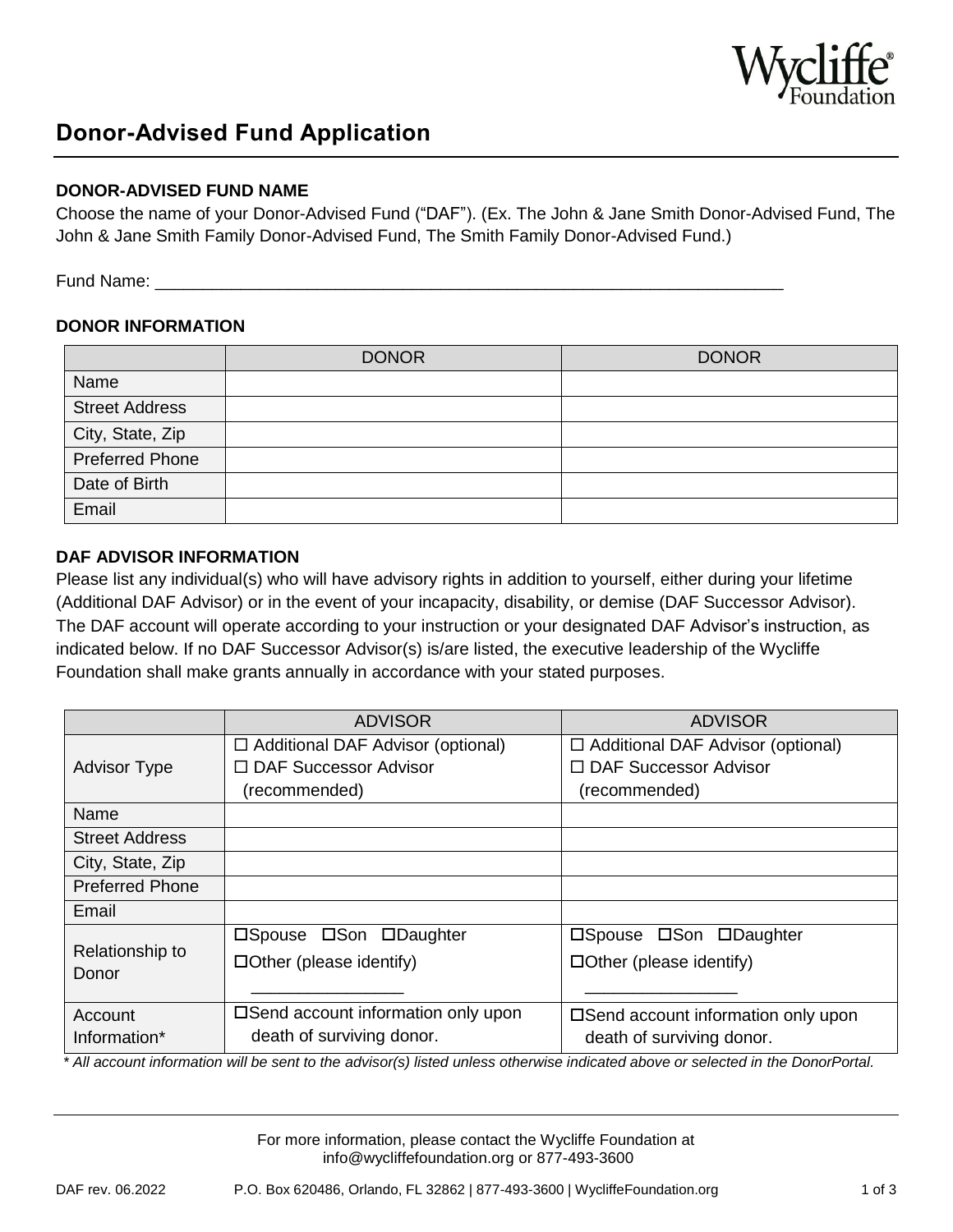# Donor-Advised Fund Application

### DONOR-ADVISED FUND NAME

Choose the name of your Donor-Advised Fund ("DAF"). (Ex. The John & Jane Smith Donor-Advised Fund, The John & Jane Smith Family Donor-Advised Fund, The Smith Family Donor-Advised Fund.)

Fund Name: ____________________________________________________________________

### DONOR INFORMATION

| | DONOR | DONOR |
|---|---|---|
| Name | | |
| Street Address | | |
| City, State, Zip | | |
| Preferred Phone | | |
| Date of Birth | | |
| Email | | |

### DAF ADVISOR INFORMATION

Please list any individual(s) who will have advisory rights in addition to yourself, either during your lifetime (Additional DAF Advisor) or in the event of your incapacity, disability, or demise (DAF Successor Advisor). The DAF account will operate according to your instruction or your designated DAF Advisor's instruction, as indicated below. If no DAF Successor Advisor(s) is/are listed, the executive leadership of the Wycliffe Foundation shall make grants annually in accordance with your stated purposes.

| | ADVISOR | ADVISOR |
|---|---|---|
| Advisor Type | ☐ Additional DAF Advisor (optional)<br>☐ DAF Successor Advisor (recommended) | ☐ Additional DAF Advisor (optional)<br>☐ DAF Successor Advisor (recommended) |
| Name | | |
| Street Address | | |
| City, State, Zip | | |
| Preferred Phone | | |
| Email | | |
| Relationship to Donor | ☐Spouse ☐Son ☐Daughter<br>☐Other (please identify) ________________ | ☐Spouse ☐Son ☐Daughter<br>☐Other (please identify) ________________ |
| Account Information* | ☐Send account information only upon death of surviving donor. | ☐Send account information only upon death of surviving donor. |

*\* All account information will be sent to the advisor(s) listed unless otherwise indicated above or selected in the DonorPortal.*

For more information, please contact the Wycliffe Foundation at info@wycliffefoundation.org or 877-493-3600

DAF rev. 06.2022 P.O. Box 620486, Orlando, FL 32862 | 877-493-3600 | WycliffeFoundation.org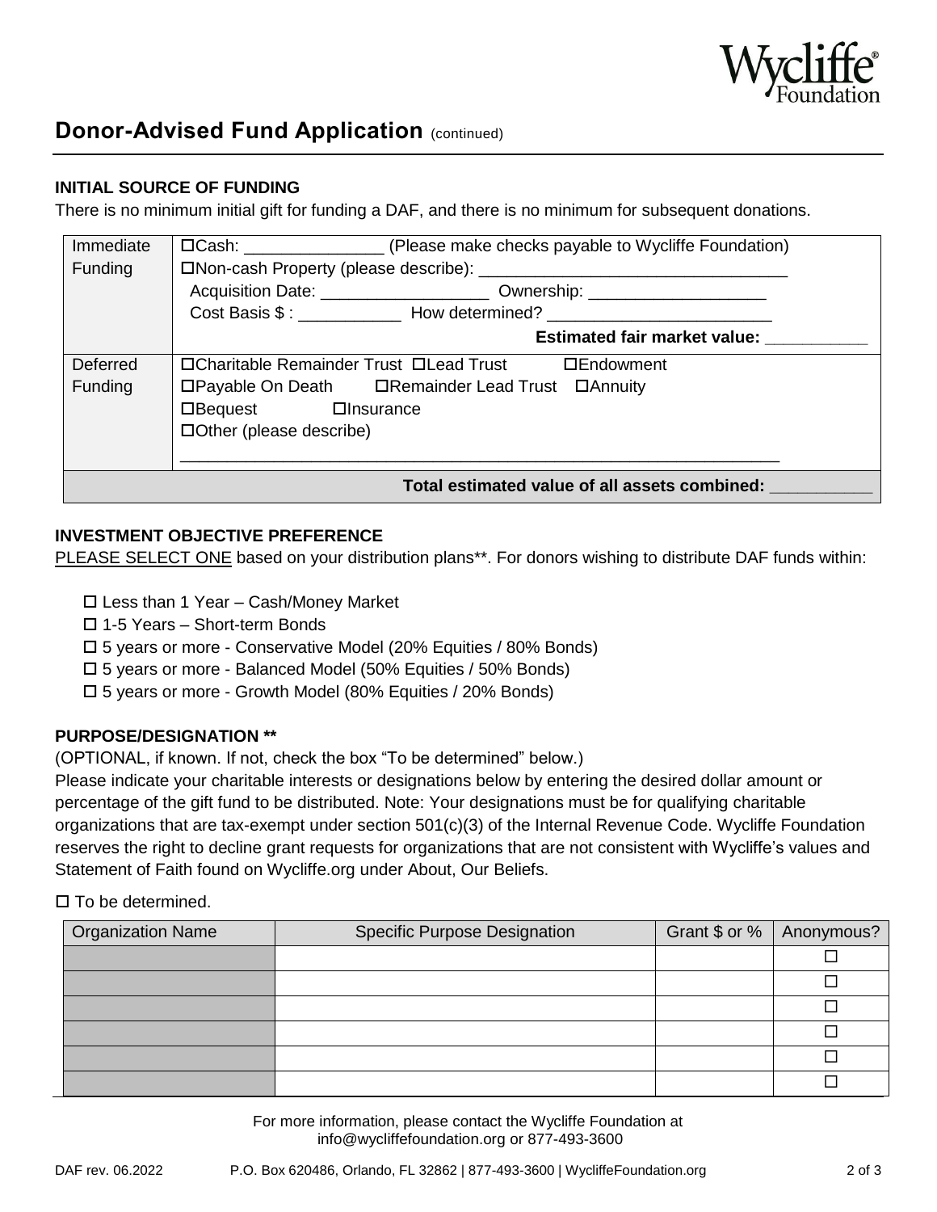## Donor-Advised Fund Application (continued)

### INITIAL SOURCE OF FUNDING

There is no minimum initial gift for funding a DAF, and there is no minimum for subsequent donations.

| | |
|---|---|
| Immediate Funding | ☐Cash: _______________ (Please make checks payable to Wycliffe Foundation)<br>☐Non-cash Property (please describe): _________________________________<br>Acquisition Date: __________________ Ownership: ___________________<br>Cost Basis $ : ___________ How determined? ________________________<br>**Estimated fair market value: ___________** |
| Deferred Funding | ☐Charitable Remainder Trust ☐Lead Trust ☐Endowment<br>☐Payable On Death ☐Remainder Lead Trust ☐Annuity<br>☐Bequest ☐Insurance<br>☐Other (please describe)<br>_______________________________________________________________ |
| **Total estimated value of all assets combined: ___________** | |

### INVESTMENT OBJECTIVE PREFERENCE

PLEASE SELECT ONE based on your distribution plans**. For donors wishing to distribute DAF funds within:

- ☐ Less than 1 Year – Cash/Money Market
- ☐ 1-5 Years – Short-term Bonds
- ☐ 5 years or more - Conservative Model (20% Equities / 80% Bonds)
- ☐ 5 years or more - Balanced Model (50% Equities / 50% Bonds)
- ☐ 5 years or more - Growth Model (80% Equities / 20% Bonds)

### PURPOSE/DESIGNATION **

(OPTIONAL, if known. If not, check the box "To be determined" below.)

Please indicate your charitable interests or designations below by entering the desired dollar amount or percentage of the gift fund to be distributed. Note: Your designations must be for qualifying charitable organizations that are tax-exempt under section 501(c)(3) of the Internal Revenue Code. Wycliffe Foundation reserves the right to decline grant requests for organizations that are not consistent with Wycliffe's values and Statement of Faith found on Wycliffe.org under About, Our Beliefs.

☐ To be determined.

| Organization Name | Specific Purpose Designation | Grant $ or % | Anonymous? |
|---|---|---|---|
| | | | ☐ |
| | | | ☐ |
| | | | ☐ |
| | | | ☐ |
| | | | ☐ |
| | | | ☐ |

For more information, please contact the Wycliffe Foundation at info@wycliffefoundation.org or 877-493-3600

DAF rev. 06.2022 P.O. Box 620486, Orlando, FL 32862 | 877-493-3600 | WycliffeFoundation.org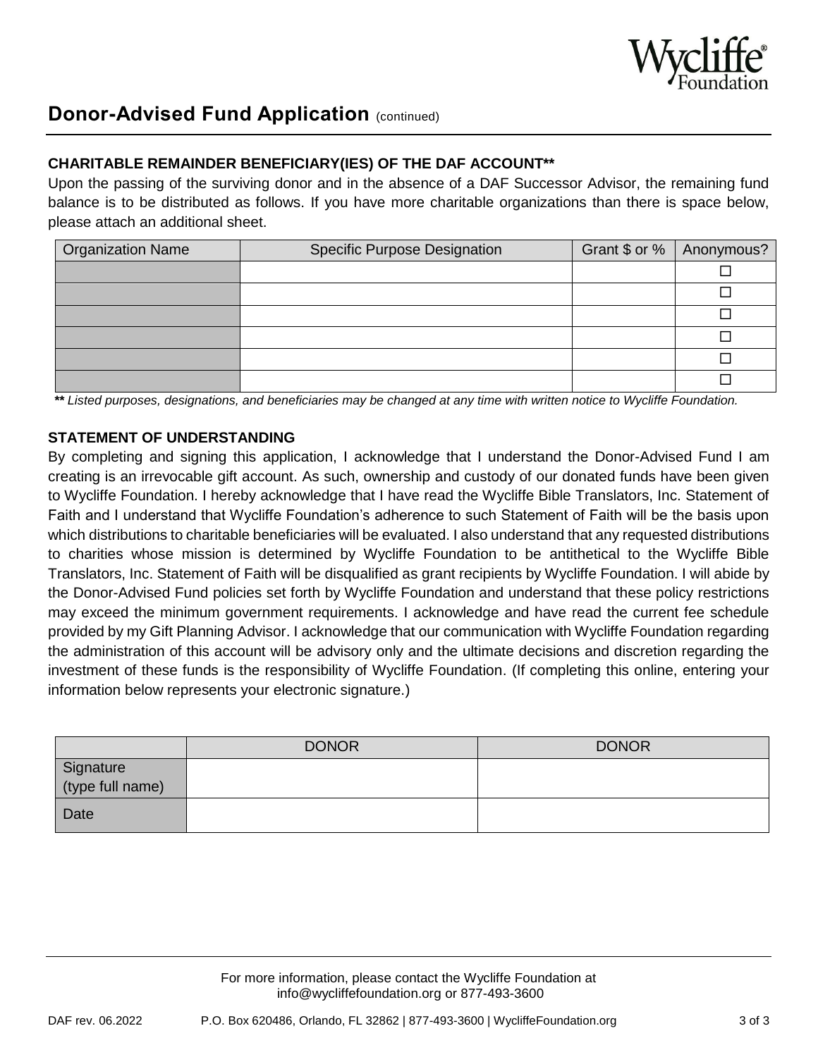# Donor-Advised Fund Application (continued)

**CHARITABLE REMAINDER BENEFICIARY(IES) OF THE DAF ACCOUNT****

Upon the passing of the surviving donor and in the absence of a DAF Successor Advisor, the remaining fund balance is to be distributed as follows. If you have more charitable organizations than there is space below, please attach an additional sheet.

| Organization Name | Specific Purpose Designation | Grant $ or % | Anonymous? |
|---|---|---|---|
| | | | ☐ |
| | | | ☐ |
| | | | ☐ |
| | | | ☐ |
| | | | ☐ |
| | | | ☐ |

***\*\**** *Listed purposes, designations, and beneficiaries may be changed at any time with written notice to Wycliffe Foundation.*

**STATEMENT OF UNDERSTANDING**

By completing and signing this application, I acknowledge that I understand the Donor-Advised Fund I am creating is an irrevocable gift account. As such, ownership and custody of our donated funds have been given to Wycliffe Foundation. I hereby acknowledge that I have read the Wycliffe Bible Translators, Inc. Statement of Faith and I understand that Wycliffe Foundation's adherence to such Statement of Faith will be the basis upon which distributions to charitable beneficiaries will be evaluated. I also understand that any requested distributions to charities whose mission is determined by Wycliffe Foundation to be antithetical to the Wycliffe Bible Translators, Inc. Statement of Faith will be disqualified as grant recipients by Wycliffe Foundation. I will abide by the Donor-Advised Fund policies set forth by Wycliffe Foundation and understand that these policy restrictions may exceed the minimum government requirements. I acknowledge and have read the current fee schedule provided by my Gift Planning Advisor. I acknowledge that our communication with Wycliffe Foundation regarding the administration of this account will be advisory only and the ultimate decisions and discretion regarding the investment of these funds is the responsibility of Wycliffe Foundation. (If completing this online, entering your information below represents your electronic signature.)

| | DONOR | DONOR |
|---|---|---|
| Signature (type full name) | | |
| Date | | |

For more information, please contact the Wycliffe Foundation at info@wycliffefoundation.org or 877-493-3600

DAF rev. 06.2022 P.O. Box 620486, Orlando, FL 32862 | 877-493-3600 | WycliffeFoundation.org